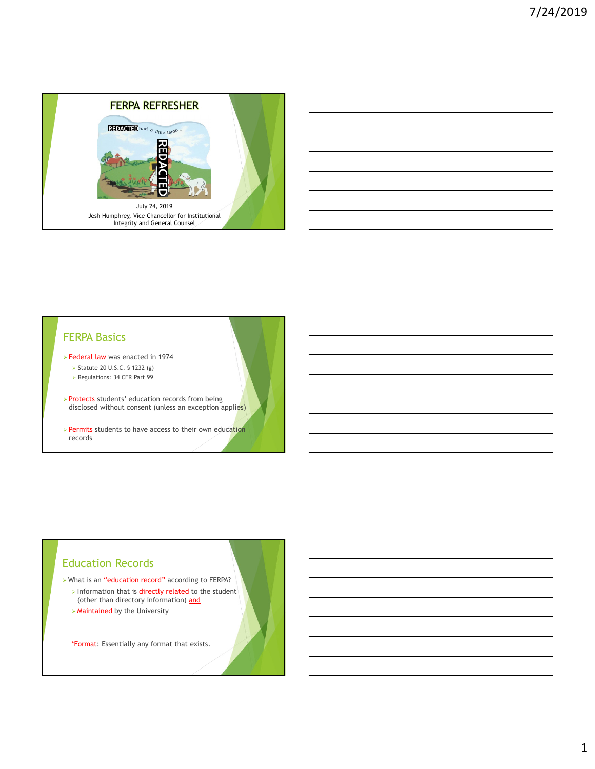# FERPA REFRESHER

REDACTED had a little lamb…

July 24, 2019

Jesh Humphrey, Vice Chancellor for Institutional Integrity and General Counsel

## FERPA Basics

- Federal law was enacted in 1974
  - Statute 20 U.S.C. § 1232 (g)
  - Regulations: 34 CFR Part 99
- Protects students' education records from being disclosed without consent (unless an exception applies)
- Permits students to have access to their own education records

## Education Records

- What is an "education record" according to FERPA?
  - Information that is directly related to the student (other than directory information) and
  - Maintained by the University

*Format: Essentially any format that exists.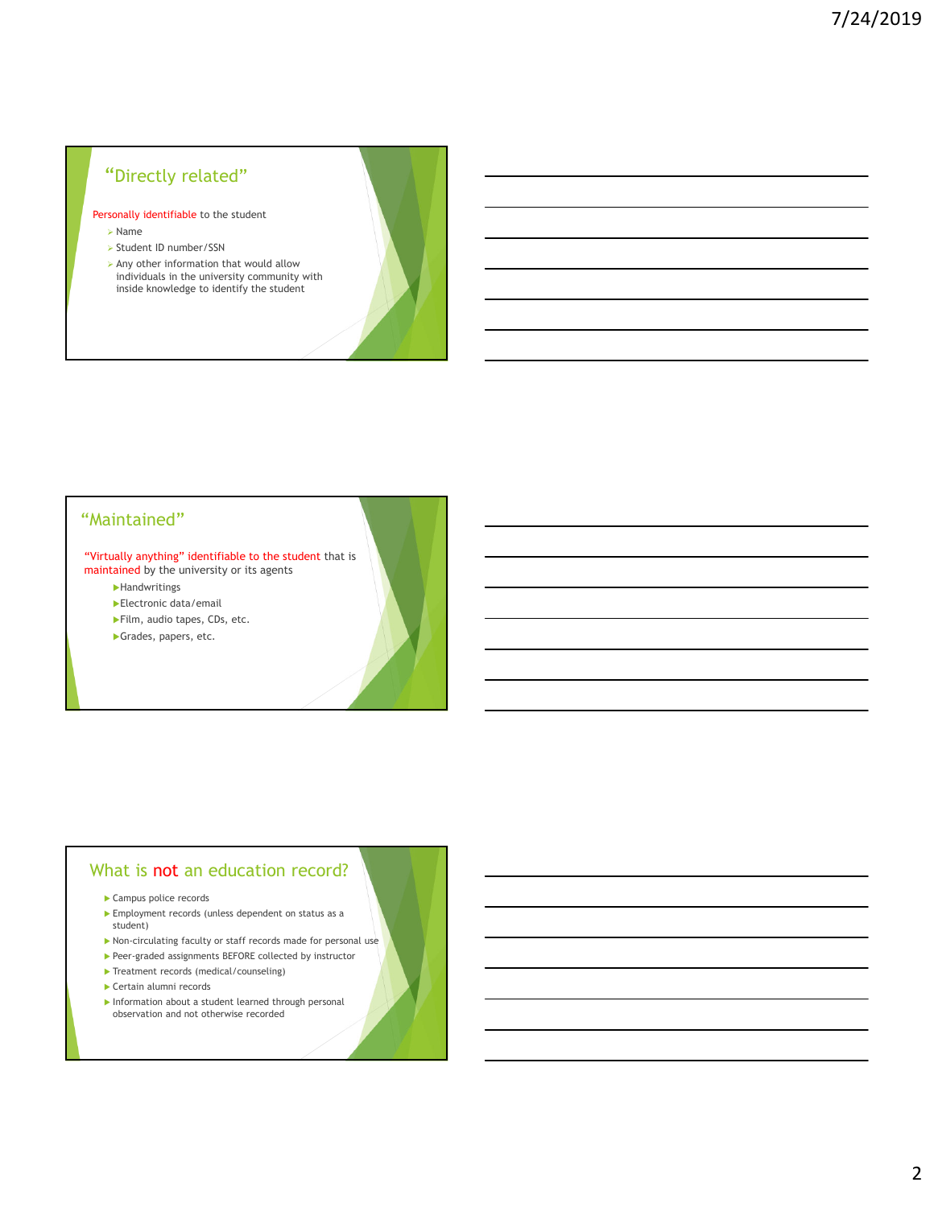## "Directly related"

Personally identifiable to the student

- Name
- Student ID number/SSN
- Any other information that would allow individuals in the university community with inside knowledge to identify the student

## "Maintained"

"Virtually anything" identifiable to the student that is maintained by the university or its agents

- Handwritings
- Electronic data/email
- Film, audio tapes, CDs, etc.
- Grades, papers, etc.

## What is not an education record?

- Campus police records
- Employment records (unless dependent on status as a student)
- Non-circulating faculty or staff records made for personal use
- Peer-graded assignments BEFORE collected by instructor
- Treatment records (medical/counseling)
- Certain alumni records
- Information about a student learned through personal observation and not otherwise recorded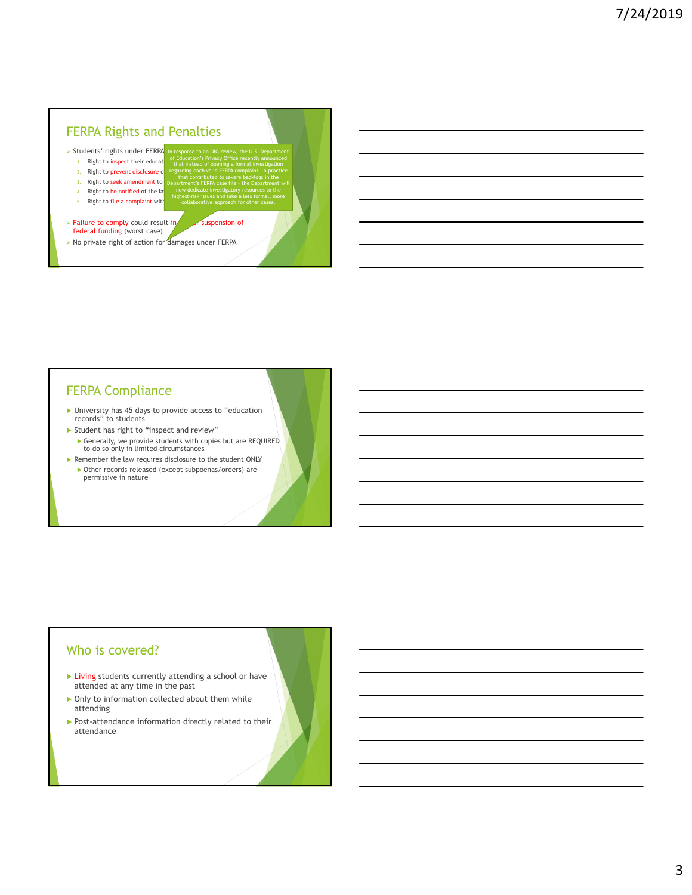## FERPA Rights and Penalties

- Students' rights under FERPA
  1. Right to inspect their educat
  2. Right to prevent disclosure o
  3. Right to seek amendment to
  4. Right to be notified of the la
  5. Right to file a complaint wit

In response to an OIG review, the U.S. Department of Education's Privacy Office recently announced that instead of opening a formal investigation regarding each valid FERPA complaint – a practice that contributed to severe backlogs in the Department's FERPA case file – the Department will now dedicate investigatory resources to the highest-risk issues and take a less formal, more collaborative approach for other cases.

- Failure to comply could result in ... suspension of federal funding (worst case)
- No private right of action for damages under FERPA

## FERPA Compliance

- University has 45 days to provide access to "education records" to students
- Student has right to "inspect and review"
  - Generally, we provide students with copies but are REQUIRED to do so only in limited circumstances
- Remember the law requires disclosure to the student ONLY
  - Other records released (except subpoenas/orders) are permissive in nature

## Who is covered?

- Living students currently attending a school or have attended at any time in the past
- Only to information collected about them while attending
- Post-attendance information directly related to their attendance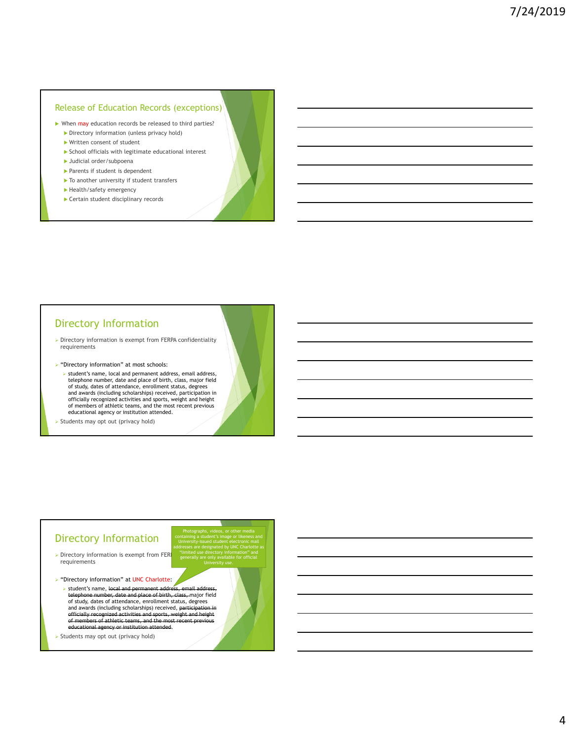## Release of Education Records (exceptions)

- When may education records be released to third parties?
  - Directory information (unless privacy hold)
  - Written consent of student
  - School officials with legitimate educational interest
  - Judicial order/subpoena
  - Parents if student is dependent
  - To another university if student transfers
  - Health/safety emergency
  - Certain student disciplinary records

## Directory Information

- Directory information is exempt from FERPA confidentiality requirements
- "Directory information" at most schools:
  - student's name, local and permanent address, email address, telephone number, date and place of birth, class, major field of study, dates of attendance, enrollment status, degrees and awards (including scholarships) received, participation in officially recognized activities and sports, weight and height of members of athletic teams, and the most recent previous educational agency or institution attended.
- Students may opt out (privacy hold)

## Directory Information

- Directory information is exempt from FERPA confidentiality requirements
- "Directory information" at UNC Charlotte:
  - student's name, ~~local and permanent address, email address, telephone number, date and place of birth, class,~~ major field of study, dates of attendance, enrollment status, degrees and awards (including scholarships) received, ~~participation in officially recognized activities and sports, weight and height of members of athletic teams, and the most recent previous educational agency or institution attended~~.
- Students may opt out (privacy hold)

Photographs, videos, or other media containing a student's image or likeness and University-issued student electronic mail addresses are designated by UNC Charlotte as "limited use directory information" and generally are only available for official University use.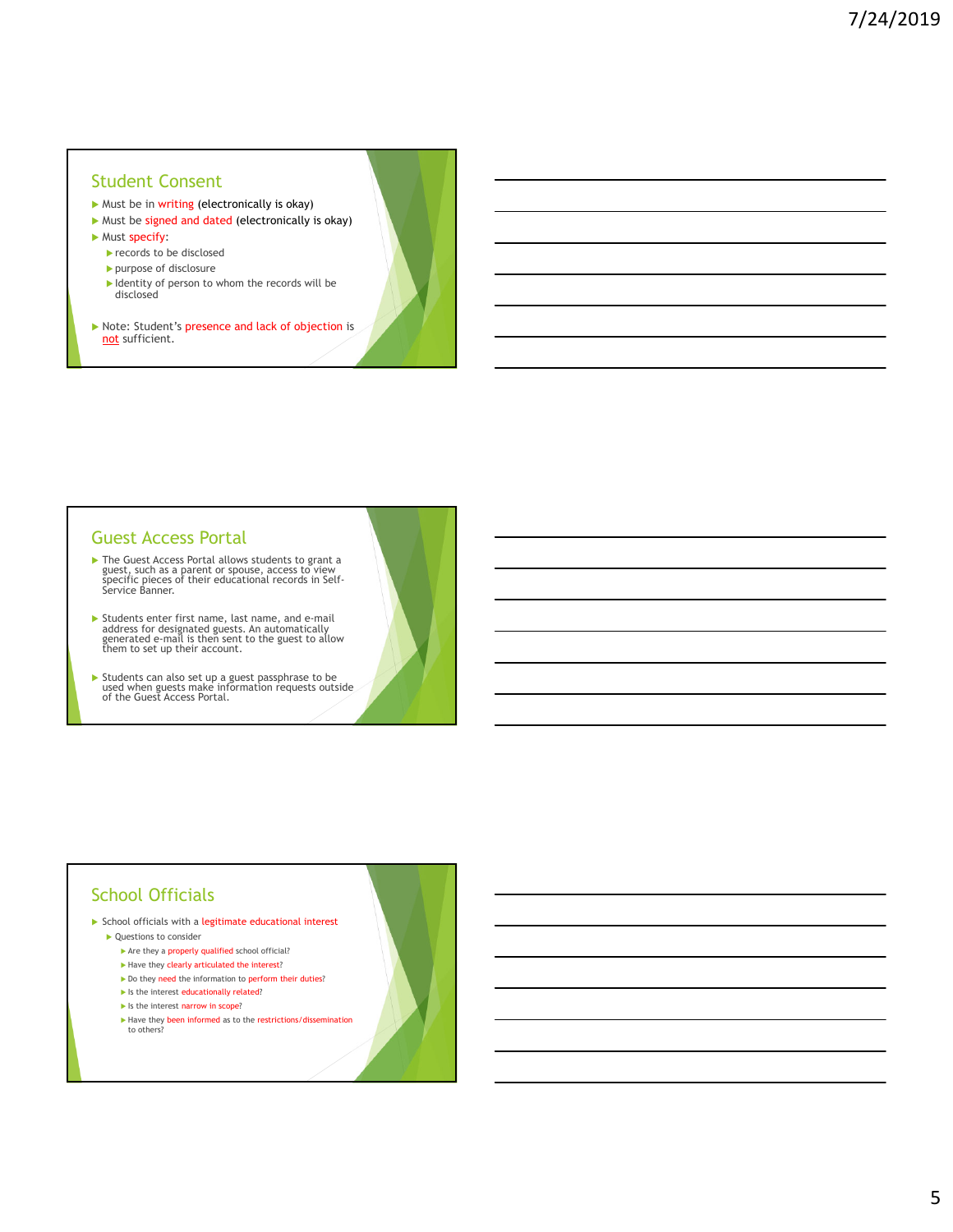## Student Consent

- Must be in writing (electronically is okay)
- Must be signed and dated (electronically is okay)
- Must specify:
  - records to be disclosed
  - purpose of disclosure
  - Identity of person to whom the records will be disclosed
- Note: Student's presence and lack of objection is not sufficient.

## Guest Access Portal

- The Guest Access Portal allows students to grant a guest, such as a parent or spouse, access to view specific pieces of their educational records in Self-Service Banner.
- Students enter first name, last name, and e-mail address for designated guests. An automatically generated e-mail is then sent to the guest to allow them to set up their account.
- Students can also set up a guest passphrase to be used when guests make information requests outside of the Guest Access Portal.

## School Officials

- School officials with a legitimate educational interest
  - Questions to consider
    - Are they a properly qualified school official?
    - Have they clearly articulated the interest?
    - Do they need the information to perform their duties?
    - Is the interest educationally related?
    - Is the interest narrow in scope?
    - Have they been informed as to the restrictions/dissemination to others?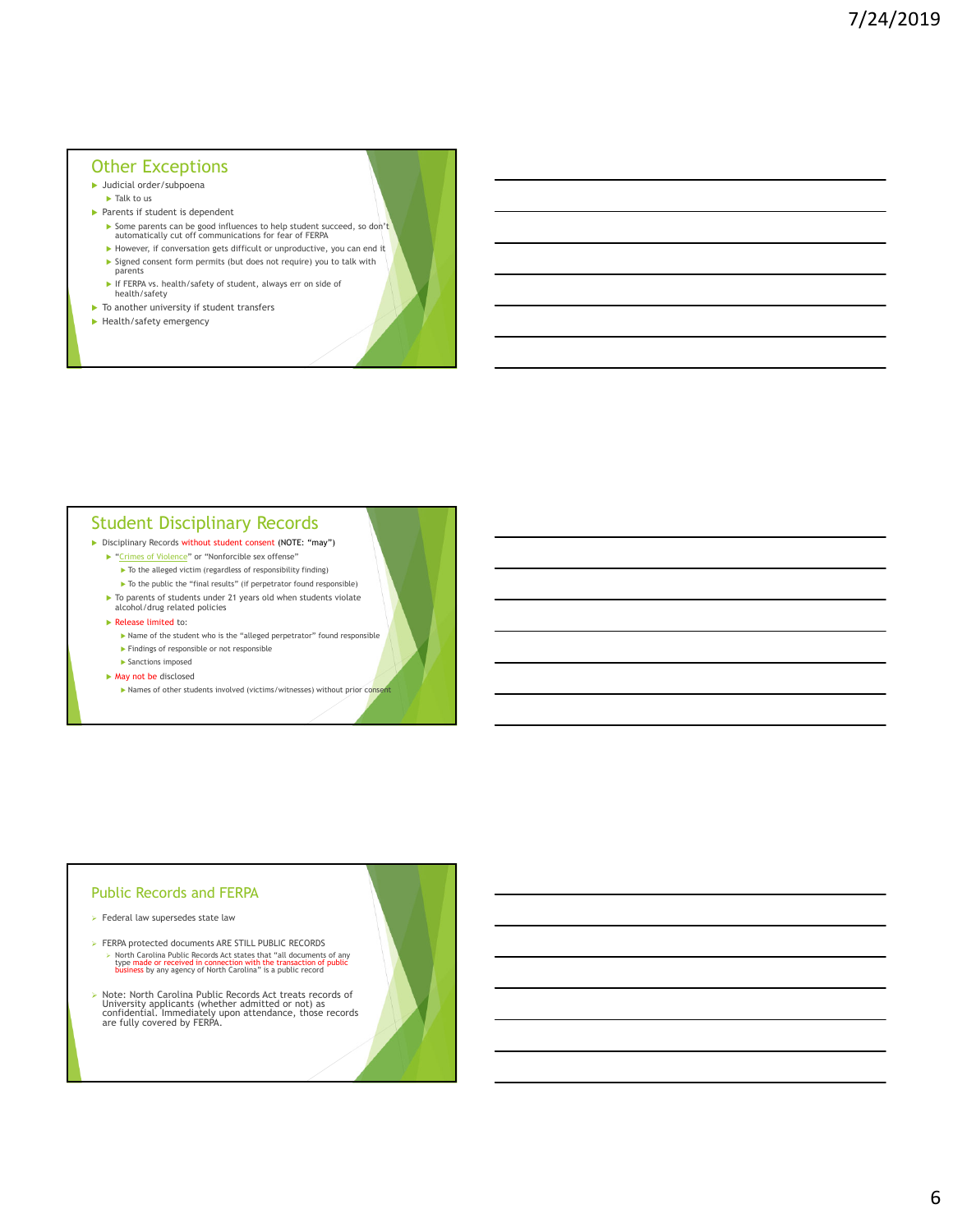## Other Exceptions

- Judicial order/subpoena
  - Talk to us
- Parents if student is dependent
  - Some parents can be good influences to help student succeed, so don't automatically cut off communications for fear of FERPA
  - However, if conversation gets difficult or unproductive, you can end it
  - Signed consent form permits (but does not require) you to talk with parents
  - If FERPA vs. health/safety of student, always err on side of health/safety
- To another university if student transfers
- Health/safety emergency

## Student Disciplinary Records

- Disciplinary Records without student consent (NOTE: "may")
  - "Crimes of Violence" or "Nonforcible sex offense"
    - To the alleged victim (regardless of responsibility finding)
    - To the public the "final results" (if perpetrator found responsible)
  - To parents of students under 21 years old when students violate alcohol/drug related policies
  - Release limited to:
    - Name of the student who is the "alleged perpetrator" found responsible
    - Findings of responsible or not responsible
    - Sanctions imposed
  - May not be disclosed
    - Names of other students involved (victims/witnesses) without prior consent

## Public Records and FERPA

- Federal law supersedes state law
- FERPA protected documents ARE STILL PUBLIC RECORDS
  - North Carolina Public Records Act states that "all documents of any type made or received in connection with the transaction of public business by any agency of North Carolina" is a public record
- Note: North Carolina Public Records Act treats records of University applicants (whether admitted or not) as confidential. Immediately upon attendance, those records are fully covered by FERPA.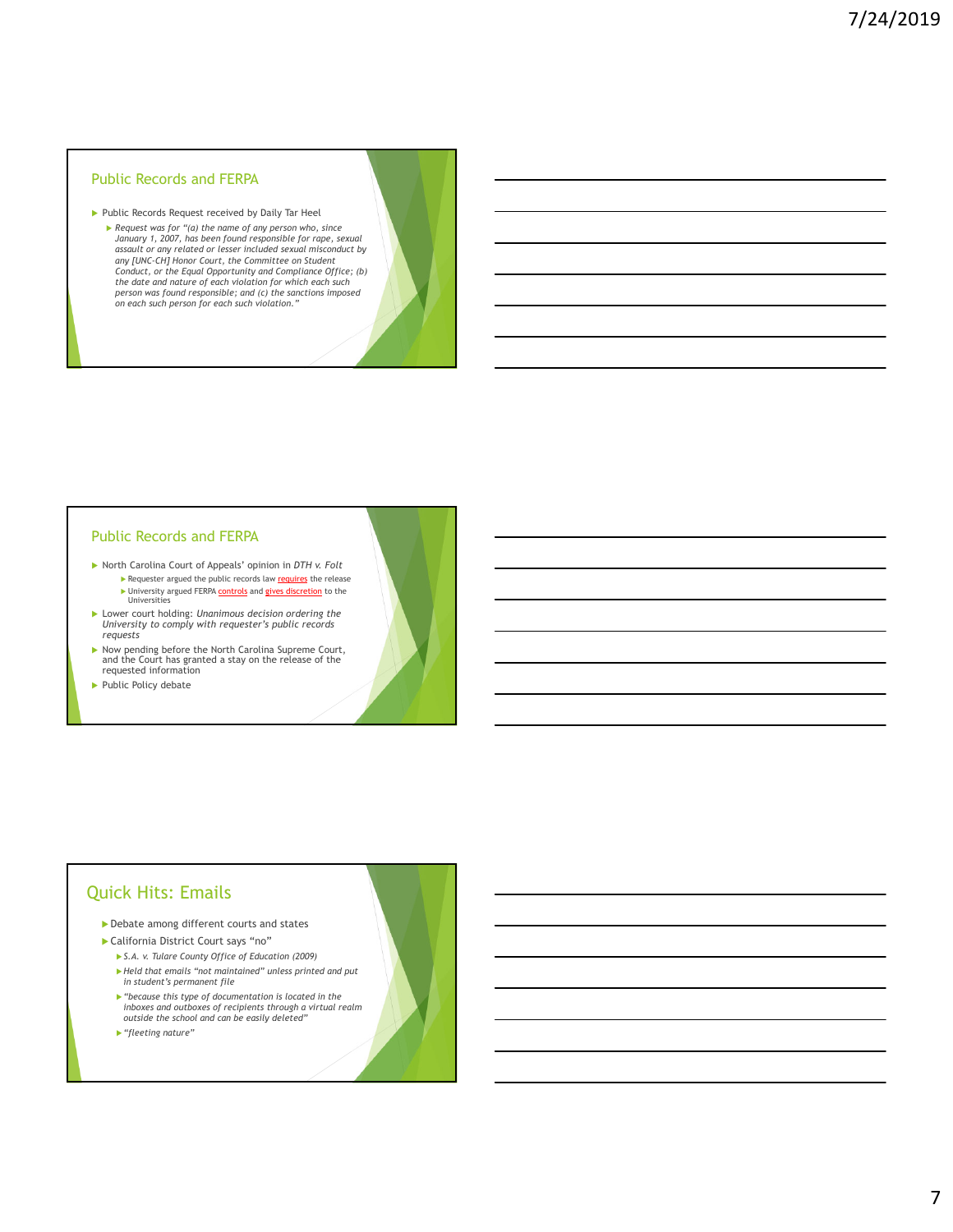## Public Records and FERPA

- Public Records Request received by Daily Tar Heel
  - *Request was for "(a) the name of any person who, since January 1, 2007, has been found responsible for rape, sexual assault or any related or lesser included sexual misconduct by any [UNC-CH] Honor Court, the Committee on Student Conduct, or the Equal Opportunity and Compliance Office; (b) the date and nature of each violation for which each such person was found responsible; and (c) the sanctions imposed on each such person for each such violation."*

## Public Records and FERPA

- North Carolina Court of Appeals' opinion in *DTH v. Folt*
  - Requester argued the public records law requires the release
  - University argued FERPA controls and gives discretion to the Universities
- Lower court holding: *Unanimous decision ordering the University to comply with requester's public records requests*
- Now pending before the North Carolina Supreme Court, and the Court has granted a stay on the release of the requested information
- Public Policy debate

## Quick Hits: Emails

- Debate among different courts and states
- California District Court says "no"
  - *S.A. v. Tulare County Office of Education (2009)*
  - *Held that emails "not maintained" unless printed and put in student's permanent file*
  - *"because this type of documentation is located in the inboxes and outboxes of recipients through a virtual realm outside the school and can be easily deleted"*
  - *"fleeting nature"*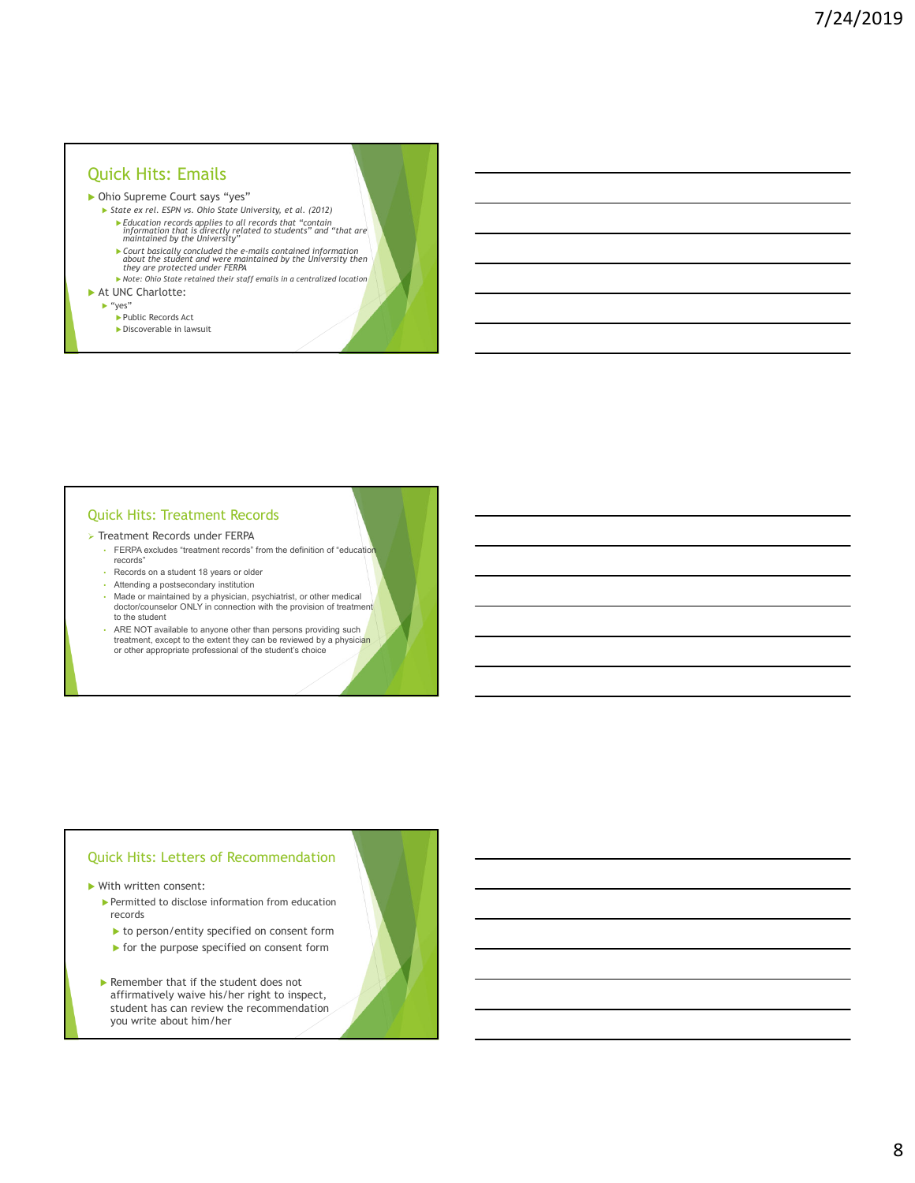## Quick Hits: Emails

- Ohio Supreme Court says "yes"
  - *State ex rel. ESPN vs. Ohio State University, et al. (2012)*
    - *Education records applies to all records that "contain information that is directly related to students" and "that are maintained by the University"*
    - *Court basically concluded the e-mails contained information about the student and were maintained by the University then they are protected under FERPA*
    - *Note: Ohio State retained their staff emails in a centralized location*
- At UNC Charlotte:
  - "yes"
    - Public Records Act
    - Discoverable in lawsuit

## Quick Hits: Treatment Records

- Treatment Records under FERPA
  - FERPA excludes "treatment records" from the definition of "education records"
  - Records on a student 18 years or older
  - Attending a postsecondary institution
  - Made or maintained by a physician, psychiatrist, or other medical doctor/counselor ONLY in connection with the provision of treatment to the student
  - ARE NOT available to anyone other than persons providing such treatment, except to the extent they can be reviewed by a physician or other appropriate professional of the student's choice

## Quick Hits: Letters of Recommendation

- With written consent:
  - Permitted to disclose information from education records
    - to person/entity specified on consent form
    - for the purpose specified on consent form
  - Remember that if the student does not affirmatively waive his/her right to inspect, student has can review the recommendation you write about him/her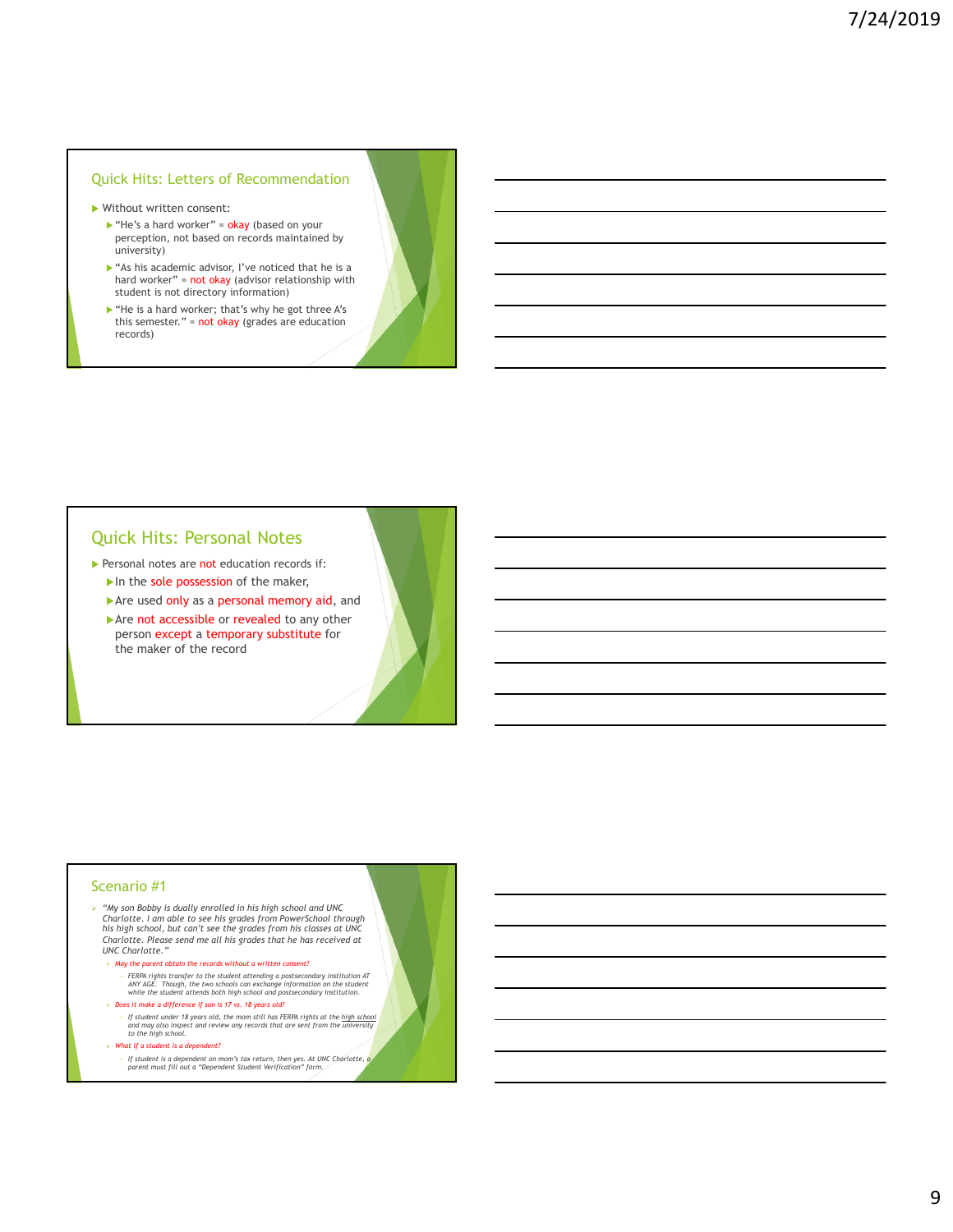## Quick Hits: Letters of Recommendation

- Without written consent:
  - "He's a hard worker" = okay (based on your perception, not based on records maintained by university)
  - "As his academic advisor, I've noticed that he is a hard worker" = not okay (advisor relationship with student is not directory information)
  - "He is a hard worker; that's why he got three A's this semester." = not okay (grades are education records)

## Quick Hits: Personal Notes

- Personal notes are not education records if:
  - In the sole possession of the maker,
  - Are used only as a personal memory aid, and
  - Are not accessible or revealed to any other person except a temporary substitute for the maker of the record

## Scenario #1

- *"My son Bobby is dually enrolled in his high school and UNC Charlotte. I am able to see his grades from PowerSchool through his high school, but can't see the grades from his classes at UNC Charlotte. Please send me all his grades that he has received at UNC Charlotte."*
  - *May the parent obtain the records without a written consent?*
    - *FERPA rights transfer to the student attending a postsecondary institution AT ANY AGE. Though, the two schools can exchange information on the student while the student attends both high school and postsecondary institution.*
  - *Does it make a difference if son is 17 vs. 18 years old?*
    - *If student under 18 years old, the mom still has FERPA rights at the high school and may also inspect and review any records that are sent from the university to the high school.*
  - *What if a student is a dependent?*
    - *If student is a dependent on mom's tax return, then yes. At UNC Charlotte, a parent must fill out a "Dependent Student Verification" form.*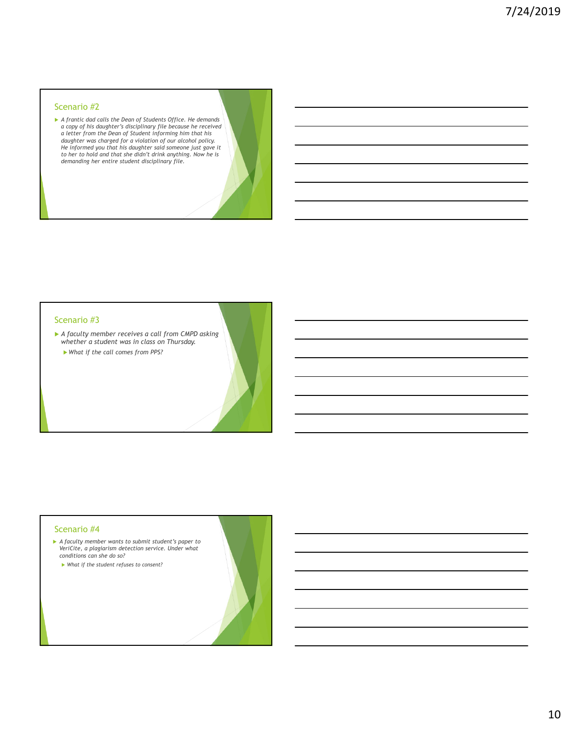## Scenario #2

- *A frantic dad calls the Dean of Students Office. He demands a copy of his daughter's disciplinary file because he received a letter from the Dean of Student informing him that his daughter was charged for a violation of our alcohol policy. He informed you that his daughter said someone just gave it to her to hold and that she didn't drink anything. Now he is demanding her entire student disciplinary file.*

## Scenario #3

- *A faculty member receives a call from CMPD asking whether a student was in class on Thursday.*
  - *What if the call comes from PPS?*

## Scenario #4

- *A faculty member wants to submit student's paper to VeriCite, a plagiarism detection service. Under what conditions can she do so?*
  - *What if the student refuses to consent?*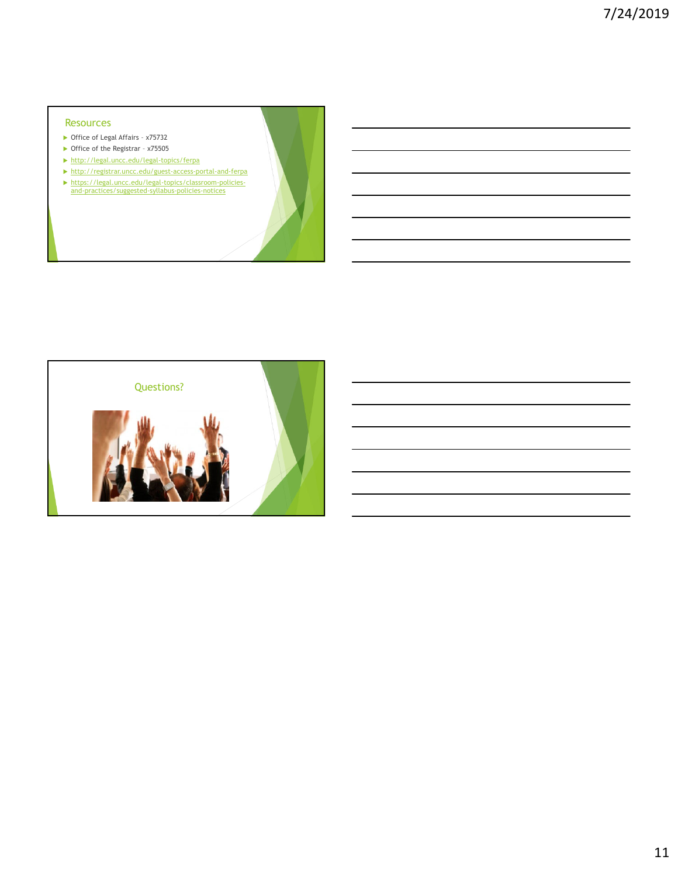## Resources

- Office of Legal Affairs – x75732
- Office of the Registrar – x75505
- http://legal.uncc.edu/legal-topics/ferpa
- http://registrar.uncc.edu/guest-access-portal-and-ferpa
- https://legal.uncc.edu/legal-topics/classroom-policies-and-practices/suggested-syllabus-policies-notices

## Questions?